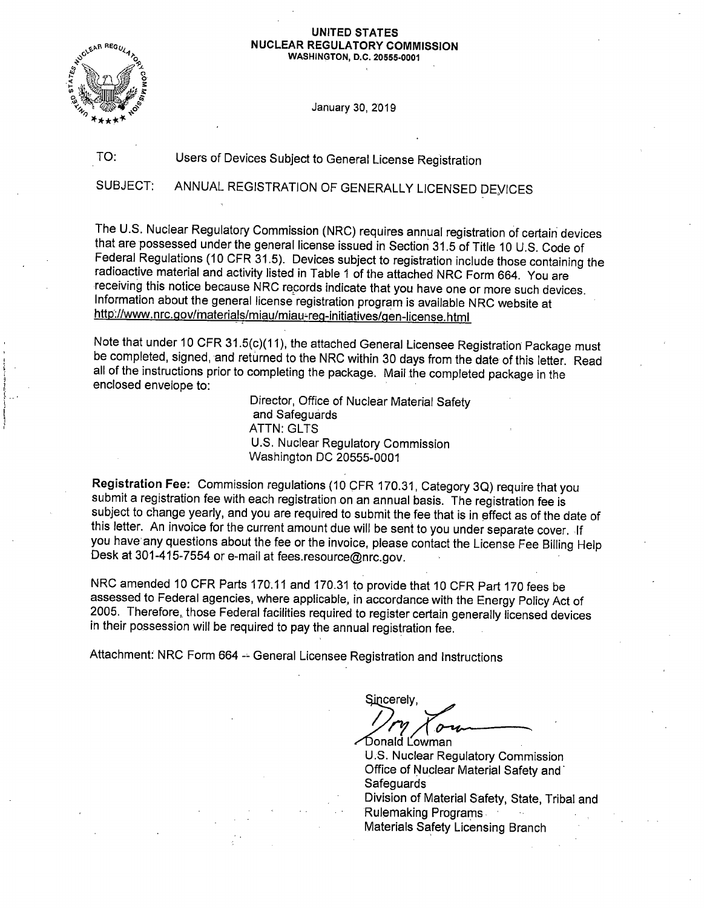**UNITED STATES**
**NUCLEAR REGULATORY COMMISSION**
**WASHINGTON, D.C. 20555-0001**

January 30, 2019

TO: Users of Devices Subject to General License Registration

SUBJECT: ANNUAL REGISTRATION OF GENERALLY LICENSED DEVICES

The U.S. Nuclear Regulatory Commission (NRC) requires annual registration of certain devices that are possessed under the general license issued in Section 31.5 of Title 10 U.S. Code of Federal Regulations (10 CFR 31.5). Devices subject to registration include those containing the radioactive material and activity listed in Table 1 of the attached NRC Form 664. You are receiving this notice because NRC records indicate that you have one or more such devices. Information about the general license registration program is available NRC website at http://www.nrc.gov/materials/miau/miau-reg-initiatives/gen-license.html

Note that under 10 CFR 31.5(c)(11), the attached General Licensee Registration Package must be completed, signed, and returned to the NRC within 30 days from the date of this letter. Read all of the instructions prior to completing the package. Mail the completed package in the enclosed envelope to:

> Director, Office of Nuclear Material Safety and Safeguards
> ATTN: GLTS
> U.S. Nuclear Regulatory Commission
> Washington DC 20555-0001

**Registration Fee:** Commission regulations (10 CFR 170.31, Category 3Q) require that you submit a registration fee with each registration on an annual basis. The registration fee is subject to change yearly, and you are required to submit the fee that is in effect as of the date of this letter. An invoice for the current amount due will be sent to you under separate cover. If you have any questions about the fee or the invoice, please contact the License Fee Billing Help Desk at 301-415-7554 or e-mail at fees.resource@nrc.gov.

NRC amended 10 CFR Parts 170.11 and 170.31 to provide that 10 CFR Part 170 fees be assessed to Federal agencies, where applicable, in accordance with the Energy Policy Act of 2005. Therefore, those Federal facilities required to register certain generally licensed devices in their possession will be required to pay the annual registration fee.

Attachment: NRC Form 664 -- General Licensee Registration and Instructions

Sincerely,

Donald Lowman
U.S. Nuclear Regulatory Commission
Office of Nuclear Material Safety and Safeguards
Division of Material Safety, State, Tribal and Rulemaking Programs
Materials Safety Licensing Branch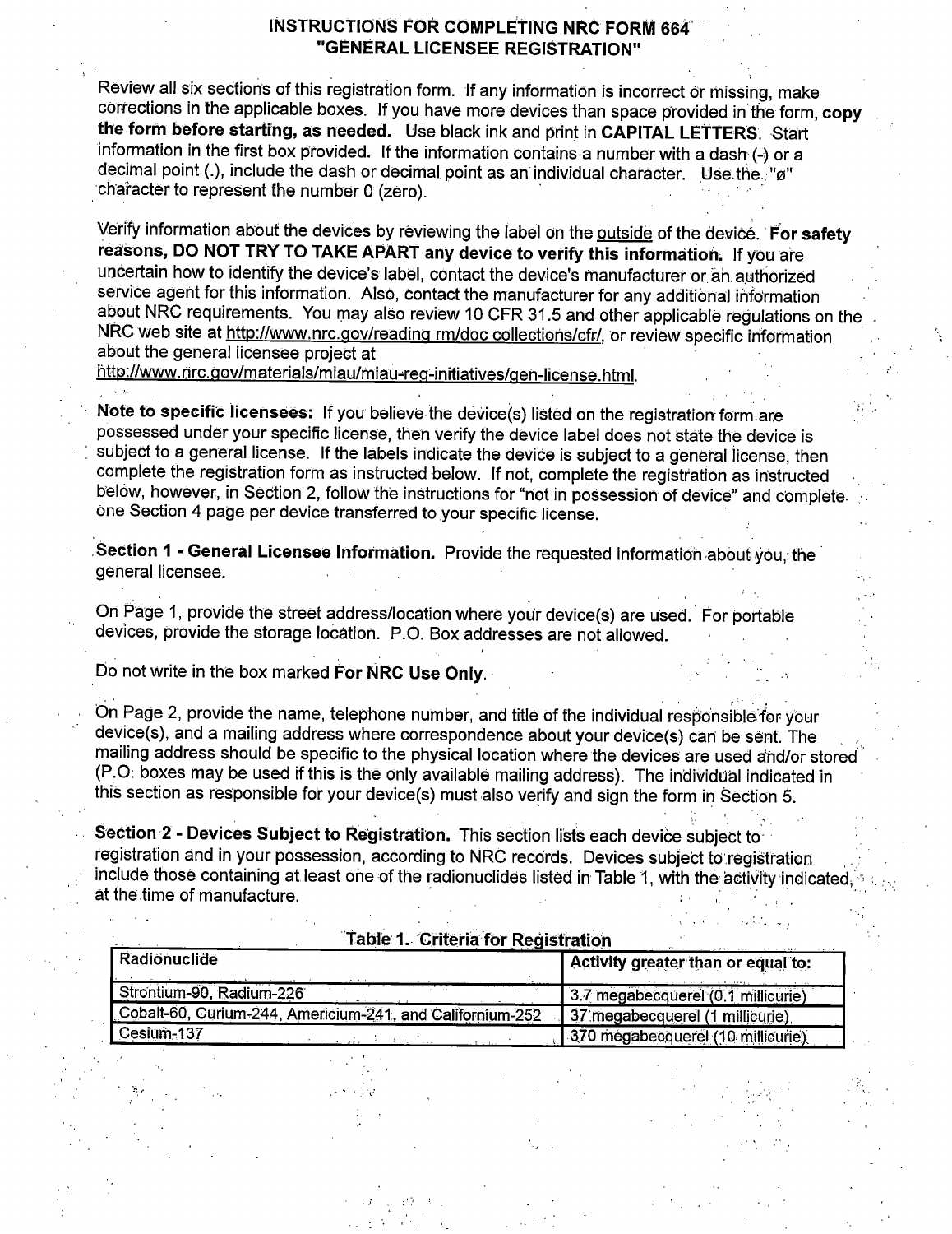# INSTRUCTIONS FOR COMPLETING NRC FORM 664 "GENERAL LICENSEE REGISTRATION"

Review all six sections of this registration form. If any information is incorrect or missing, make corrections in the applicable boxes. If you have more devices than space provided in the form, **copy the form before starting, as needed.** Use black ink and print in **CAPITAL LETTERS**. Start information in the first box provided. If the information contains a number with a dash (-) or a decimal point (.), include the dash or decimal point as an individual character. Use the "ø" character to represent the number 0 (zero).

Verify information about the devices by reviewing the label on the outside of the device. **For safety reasons, DO NOT TRY TO TAKE APART any device to verify this information.** If you are uncertain how to identify the device's label, contact the device's manufacturer or an authorized service agent for this information. Also, contact the manufacturer for any additional information about NRC requirements. You may also review 10 CFR 31.5 and other applicable regulations on the NRC web site at http://www.nrc.gov/reading rm/doc collections/cfr/, or review specific information about the general licensee project at http://www.nrc.gov/materials/miau/miau-reg-initiatives/gen-license.html.

**Note to specific licensees:** If you believe the device(s) listed on the registration form are possessed under your specific license, then verify the device label does not state the device is subject to a general license. If the labels indicate the device is subject to a general license, then complete the registration form as instructed below. If not, complete the registration as instructed below, however, in Section 2, follow the instructions for "not in possession of device" and complete one Section 4 page per device transferred to your specific license.

**Section 1 - General Licensee Information.** Provide the requested information about you, the general licensee.

On Page 1, provide the street address/location where your device(s) are used. For portable devices, provide the storage location. P.O. Box addresses are not allowed.

Do not write in the box marked **For NRC Use Only**.

On Page 2, provide the name, telephone number, and title of the individual responsible for your device(s), and a mailing address where correspondence about your device(s) can be sent. The mailing address should be specific to the physical location where the devices are used and/or stored (P.O. boxes may be used if this is the only available mailing address). The individual indicated in this section as responsible for your device(s) must also verify and sign the form in Section 5.

**Section 2 - Devices Subject to Registration.** This section lists each device subject to registration and in your possession, according to NRC records. Devices subject to registration include those containing at least one of the radionuclides listed in Table 1, with the activity indicated, at the time of manufacture.

**Table 1. Criteria for Registration**

| Radionuclide | Activity greater than or equal to: |
|---|---|
| Strontium-90, Radium-226 | 3.7 megabecquerel (0.1 millicurie) |
| Cobalt-60, Curium-244, Americium-241, and Californium-252 | 37 megabecquerel (1 millicurie) |
| Cesium-137 | 370 megabecquerel (10 millicurie) |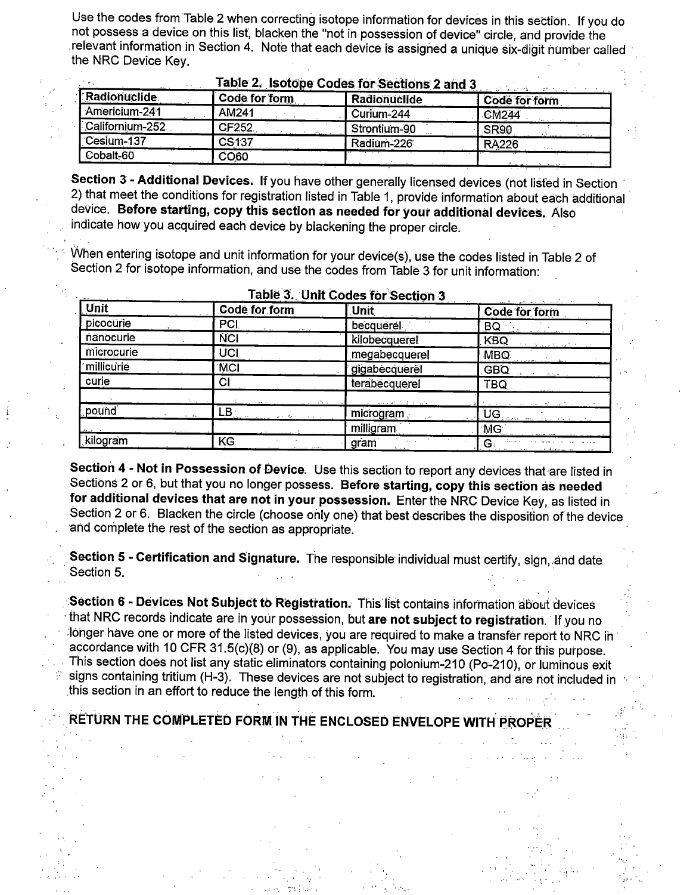Use the codes from Table 2 when correcting isotope information for devices in this section. If you do not possess a device on this list, blacken the "not in possession of device" circle, and provide the relevant information in Section 4. Note that each device is assigned a unique six-digit number called the NRC Device Key.

**Table 2. Isotope Codes for Sections 2 and 3**

| Radionuclide | Code for form | Radionuclide | Code for form |
|---|---|---|---|
| Americium-241 | AM241 | Curium-244 | CM244 |
| Californium-252 | CF252 | Strontium-90 | SR90 |
| Cesium-137 | CS137 | Radium-226 | RA226 |
| Cobalt-60 | CO60 | | |

**Section 3 - Additional Devices.** If you have other generally licensed devices (not listed in Section 2) that meet the conditions for registration listed in Table 1, provide information about each additional device. **Before starting, copy this section as needed for your additional devices.** Also indicate how you acquired each device by blackening the proper circle.

When entering isotope and unit information for your device(s), use the codes listed in Table 2 of Section 2 for isotope information, and use the codes from Table 3 for unit information:

**Table 3. Unit Codes for Section 3**

| Unit | Code for form | Unit | Code for form |
|---|---|---|---|
| picocurie | PCI | becquerel | BQ |
| nanocurie | NCI | kilobecquerel | KBQ |
| microcurie | UCI | megabecquerel | MBQ |
| millicurie | MCI | gigabecquerel | GBQ |
| curie | CI | terabecquerel | TBQ |
| | | | |
| pound | LB | microgram | UG |
| | | milligram | MG |
| kilogram | KG | gram | G |

**Section 4 - Not in Possession of Device.** Use this section to report any devices that are listed in Sections 2 or 6, but that you no longer possess. **Before starting, copy this section as needed for additional devices that are not in your possession.** Enter the NRC Device Key, as listed in Section 2 or 6. Blacken the circle (choose only one) that best describes the disposition of the device and complete the rest of the section as appropriate.

**Section 5 - Certification and Signature.** The responsible individual must certify, sign, and date Section 5.

**Section 6 - Devices Not Subject to Registration.** This list contains information about devices that NRC records indicate are in your possession, but **are not subject to registration**. If you no longer have one or more of the listed devices, you are required to make a transfer report to NRC in accordance with 10 CFR 31.5(c)(8) or (9), as applicable. You may use Section 4 for this purpose. This section does not list any static eliminators containing polonium-210 (Po-210), or luminous exit signs containing tritium (H-3). These devices are not subject to registration, and are not included in this section in an effort to reduce the length of this form.

**RETURN THE COMPLETED FORM IN THE ENCLOSED ENVELOPE WITH PROPER**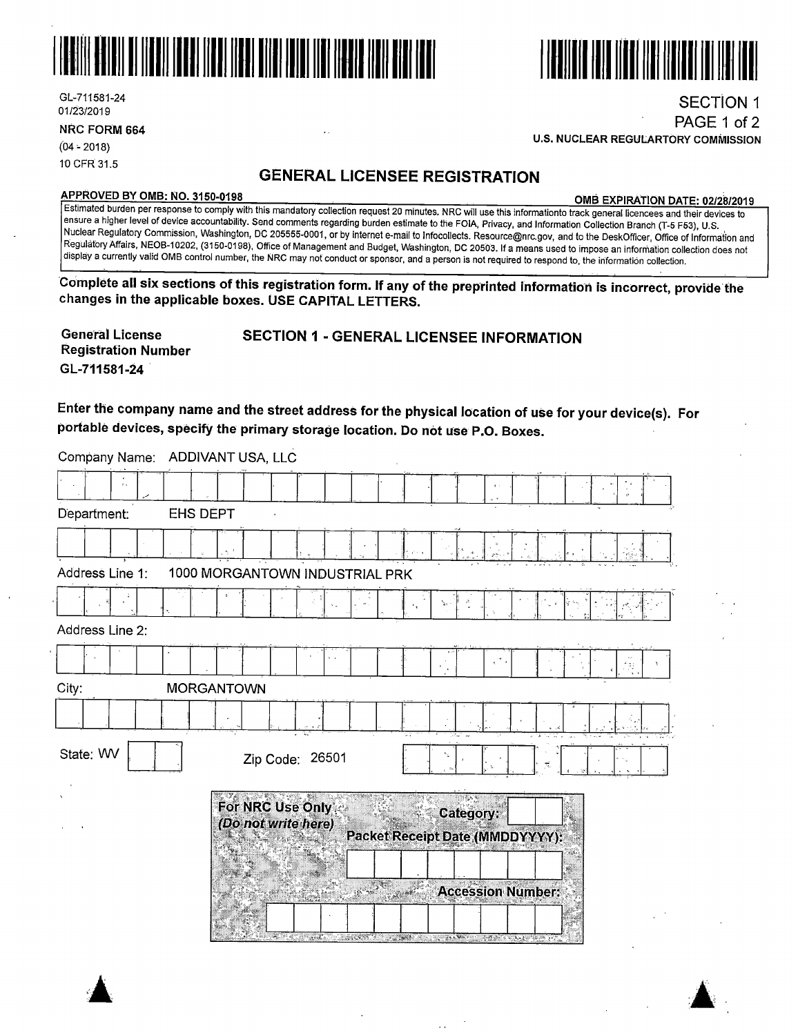GL-711581-24
01/23/2019

**NRC FORM 664**
(04 - 2018)
10 CFR 31.5

SECTION 1
PAGE 1 of 2
**U.S. NUCLEAR REGULARTORY COMMISSION**

## GENERAL LICENSEE REGISTRATION

**APPROVED BY OMB: NO. 3150-0198** **OMB EXPIRATION DATE: 02/28/2019**

Estimated burden per response to comply with this mandatory collection request 20 minutes. NRC will use this informationto track general licencees and their devices to ensure a higher level of device accountability. Send comments regarding burden estimate to the FOIA, Privacy, and Information Collection Branch (T-5 F53), U.S. Nuclear Regulatory Commission, Washington, DC 205555-0001, or by internet e-mail to Infocollects. Resource@nrc.gov, and to the DeskOfficer, Office of Information and Regulatory Affairs, NEOB-10202, (3150-0198), Office of Management and Budget, Washington, DC 20503. If a means used to impose an information collection does not display a currently valid OMB control number, the NRC may not conduct or sponsor, and a person is not required to respond to, the information collection.

**Complete all six sections of this registration form. If any of the preprinted information is incorrect, provide the changes in the applicable boxes. USE CAPITAL LETTERS.**

**General License Registration Number**
**GL-711581-24**

### SECTION 1 - GENERAL LICENSEE INFORMATION

**Enter the company name and the street address for the physical location of use for your device(s). For portable devices, specify the primary storage location. Do not use P.O. Boxes.**

Company Name: ADDIVANT USA, LLC

Department: EHS DEPT

Address Line 1: 1000 MORGANTOWN INDUSTRIAL PRK

Address Line 2:

City: MORGANTOWN

State: WV

Zip Code: 26501

**For NRC Use Only**
***(Do not write here)***

**Category:**

**Packet Receipt Date (MMDDYYYY):**

**Accession Number:**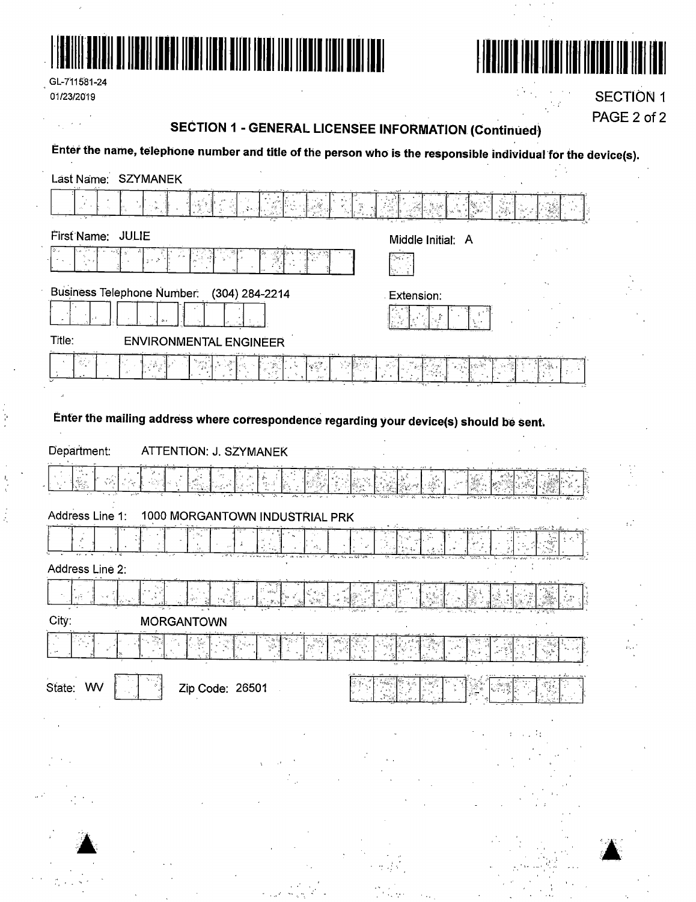GL-711581-24
01/23/2019

SECTION 1
PAGE 2 of 2

## SECTION 1 - GENERAL LICENSEE INFORMATION (Continued)

**Enter the name, telephone number and title of the person who is the responsible individual for the device(s).**

Last Name: SZYMANEK

First Name: JULIE

Middle Initial: A

Business Telephone Number: (304) 284-2214

Extension:

Title: ENVIRONMENTAL ENGINEER

**Enter the mailing address where correspondence regarding your device(s) should be sent.**

Department: ATTENTION: J. SZYMANEK

Address Line 1: 1000 MORGANTOWN INDUSTRIAL PRK

Address Line 2:

City: MORGANTOWN

State: WV

Zip Code: 26501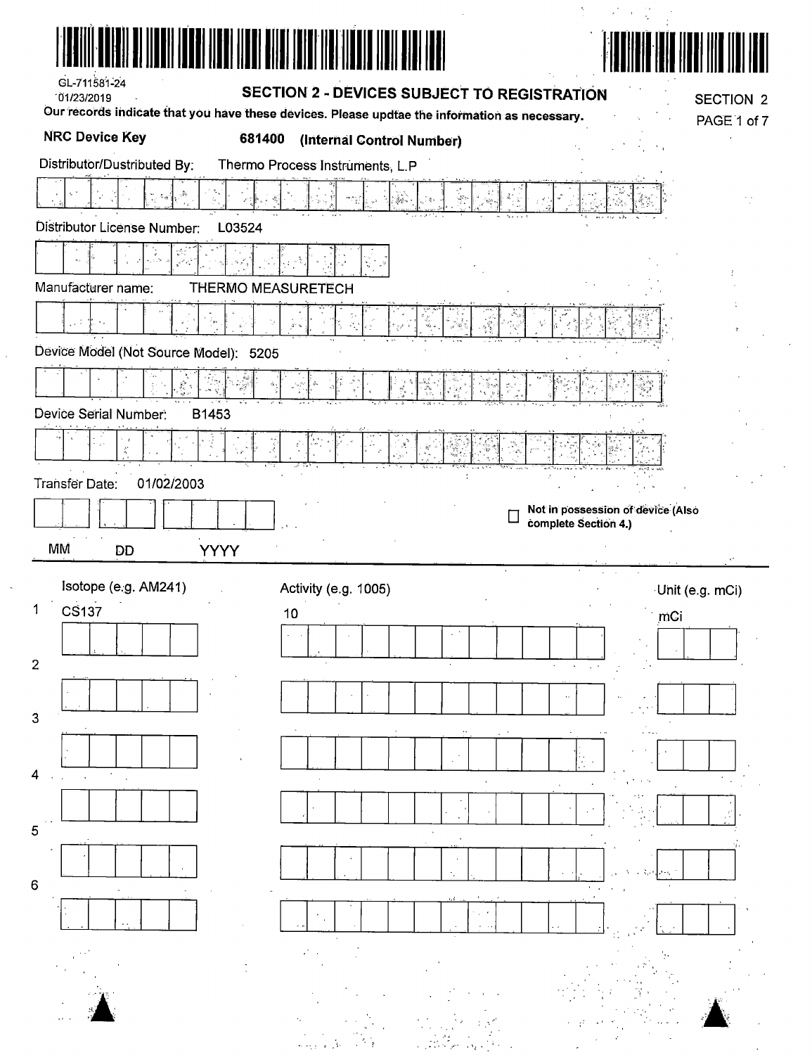GL-711581-24
01/23/2019

## SECTION 2 - DEVICES SUBJECT TO REGISTRATION

SECTION 2
PAGE 1 of 7

**Our records indicate that you have these devices. Please updtae the information as necessary.**

**NRC Device Key** **681400** **(Internal Control Number)**

Distributor/Dustributed By: Thermo Process Instruments, L.P

Distributor License Number: L03524

Manufacturer name: THERMO MEASURETECH

Device Model (Not Source Model): 5205

Device Serial Number: B1453

Transfer Date: 01/02/2003

MM DD YYYY

☐ **Not in possession of device (Also complete Section 4.)**

| | Isotope (e.g. AM241) | Activity (e.g. 1005) | Unit (e.g. mCi) |
|---|---|---|---|
| 1 | CS137 | 10 | mCi |
| 2 | | | |
| 3 | | | |
| 4 | | | |
| 5 | | | |
| 6 | | | |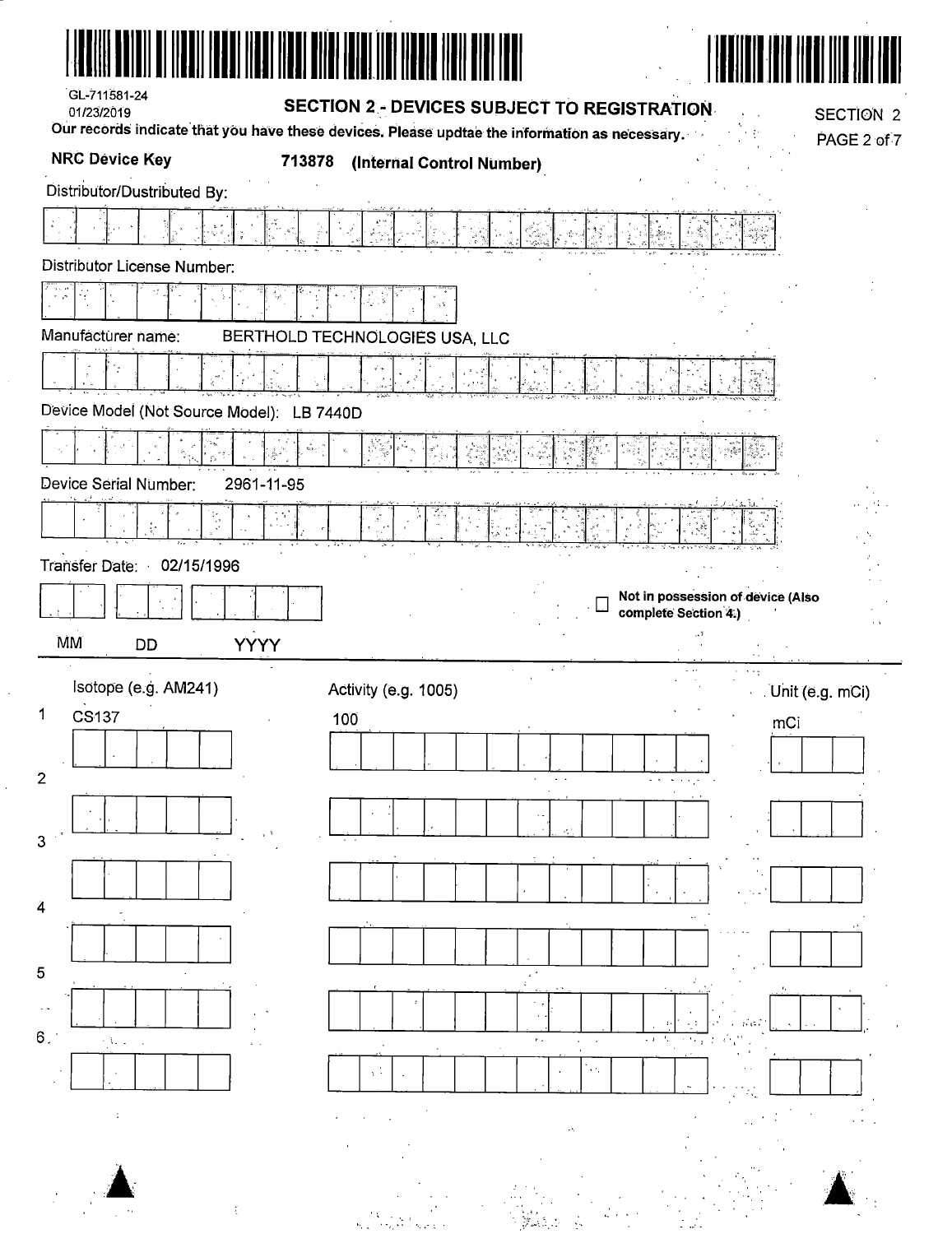GL-711581-24
01/23/2019

## SECTION 2 - DEVICES SUBJECT TO REGISTRATION

SECTION 2

Our records indicate that you have these devices. Please updtae the information as necessary.

**NRC Device Key** **713878 (Internal Control Number)**

Distributor/Dustributed By:

Distributor License Number:

Manufacturer name: BERTHOLD TECHNOLOGIES USA, LLC

Device Model (Not Source Model): LB 7440D

Device Serial Number: 2961-11-95

Transfer Date: 02/15/1996

MM DD YYYY

☐ **Not in possession of device (Also complete Section 4.)**

| | Isotope (e.g. AM241) | Activity (e.g. 1005) | Unit (e.g. mCi) |
|---|---|---|---|
| 1 | CS137 | 100 | mCi |
| 2 | | | |
| 3 | | | |
| 4 | | | |
| 5 | | | |
| 6 | | | |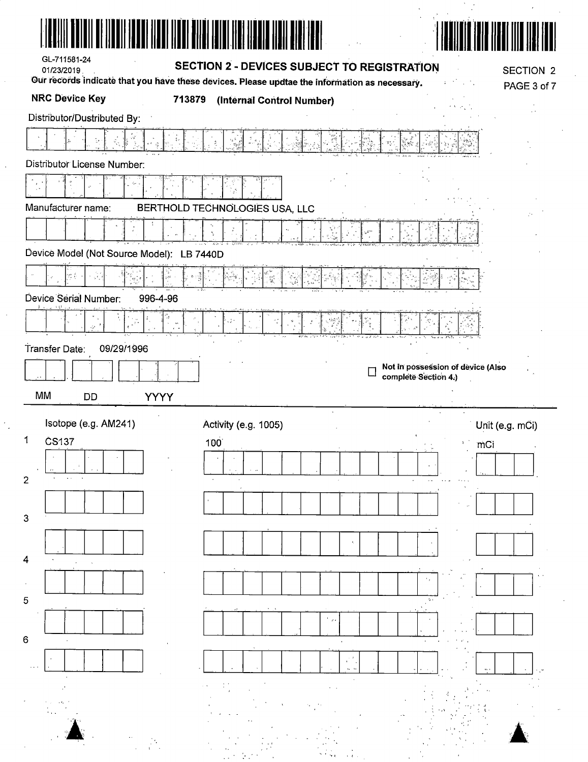GL-711581-24

01/23/2019

## SECTION 2 - DEVICES SUBJECT TO REGISTRATION

SECTION 2

**Our records indicate that you have these devices. Please updtae the information as necessary.**

**NRC Device Key** **713879** **(Internal Control Number)**

Distributor/Dustributed By:

Distributor License Number:

Manufacturer name: BERTHOLD TECHNOLOGIES USA, LLC

Device Model (Not Source Model): LB 7440D

Device Serial Number: 996-4-96

Transfer Date: 09/29/1996

MM DD YYYY

☐ **Not in possession of device (Also complete Section 4.)**

| | Isotope (e.g. AM241) | Activity (e.g. 1005) | Unit (e.g. mCi) |
|---|---|---|---|
| 1 | CS137 | 100 | mCi |
| 2 | | | |
| 3 | | | |
| 4 | | | |
| 5 | | | |
| 6 | | | |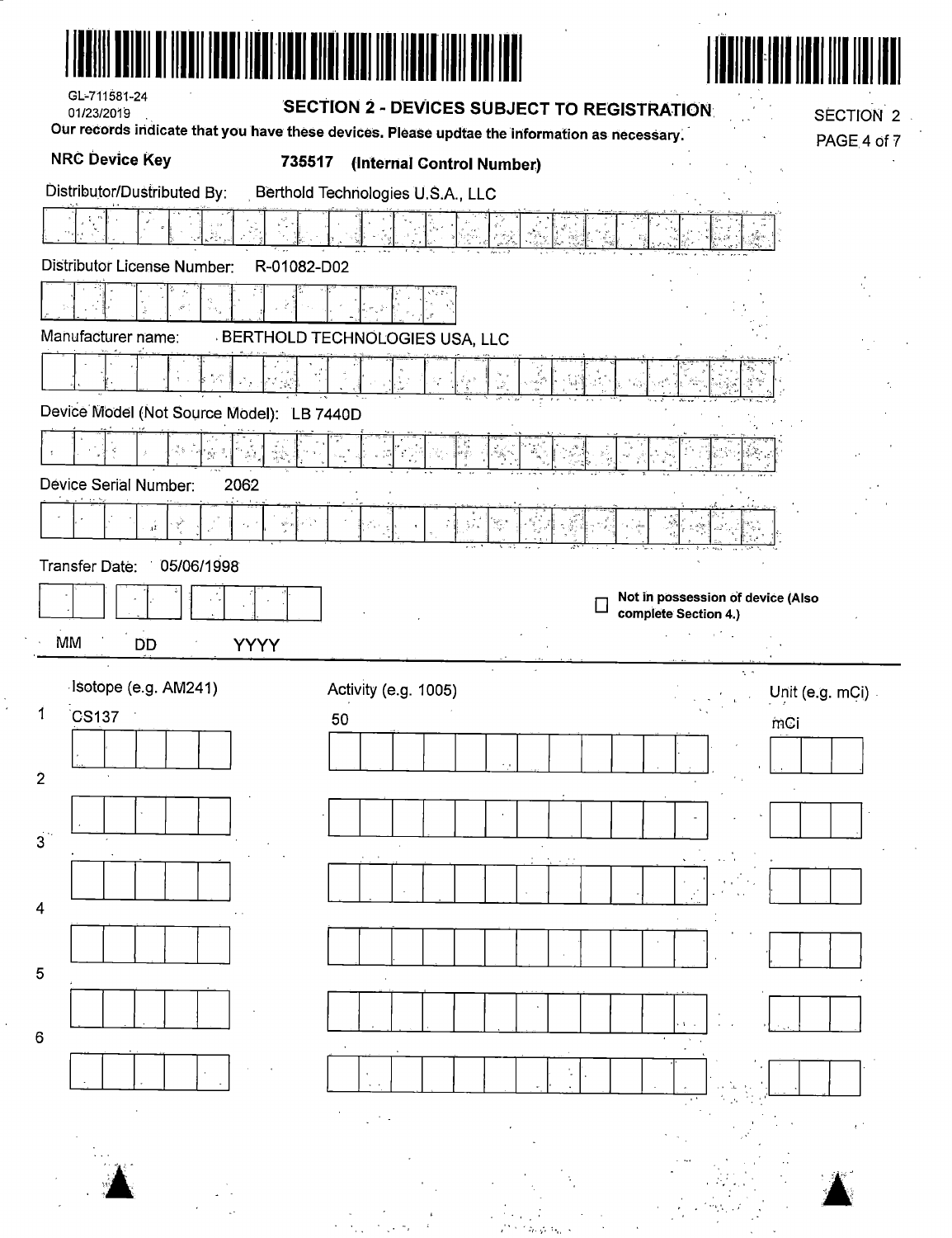GL-711581-24
01/23/2019

## SECTION 2 - DEVICES SUBJECT TO REGISTRATION

SECTION 2

Our records indicate that you have these devices. Please updtae the information as necessary.

**NRC Device Key** **735517** **(Internal Control Number)**

Distributor/Dustributed By: Berthold Technologies U.S.A., LLC

Distributor License Number: R-01082-D02

Manufacturer name: BERTHOLD TECHNOLOGIES USA, LLC

Device Model (Not Source Model): LB 7440D

Device Serial Number: 2062

Transfer Date: 05/06/1998

MM DD YYYY

☐ **Not in possession of device (Also complete Section 4.)**

| | Isotope (e.g. AM241) | Activity (e.g. 1005) | Unit (e.g. mCi) |
|---|---|---|---|
| 1 | CS137 | 50 | mCi |
| 2 | | | |
| 3 | | | |
| 4 | | | |
| 5 | | | |
| 6 | | | |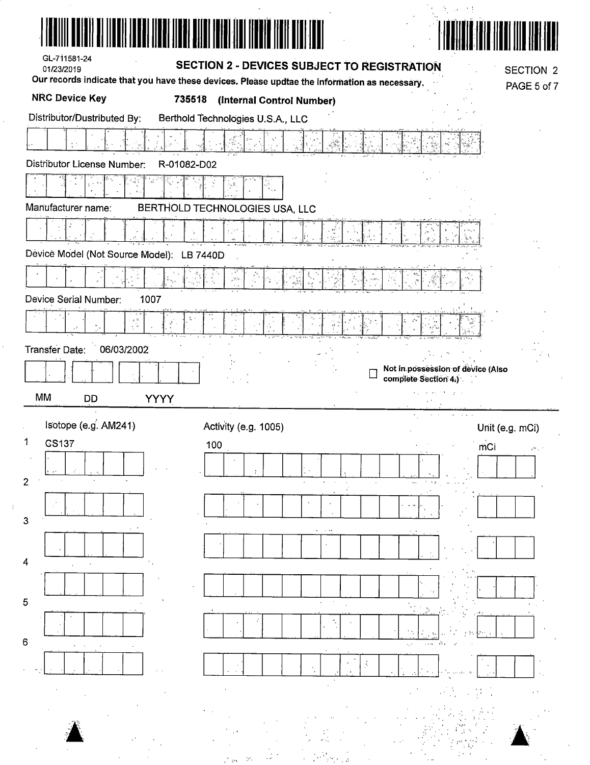GL-711581-24
01/23/2019

## SECTION 2 - DEVICES SUBJECT TO REGISTRATION

SECTION 2

**Our records indicate that you have these devices. Please updtae the information as necessary.**

**NRC Device Key** **735518 (Internal Control Number)**

Distributor/Dustributed By: Berthold Technologies U.S.A., LLC

Distributor License Number: R-01082-D02

Manufacturer name: BERTHOLD TECHNOLOGIES USA, LLC

Device Model (Not Source Model): LB 7440D

Device Serial Number: 1007

Transfer Date: 06/03/2002

MM DD YYYY

☐ **Not in possession of device (Also complete Section 4.)**

| | Isotope (e.g. AM241) | Activity (e.g. 1005) | Unit (e.g. mCi) |
|---|---|---|---|
| 1 | CS137 | 100 | mCi |
| 2 | | | |
| 3 | | | |
| 4 | | | |
| 5 | | | |
| 6 | | | |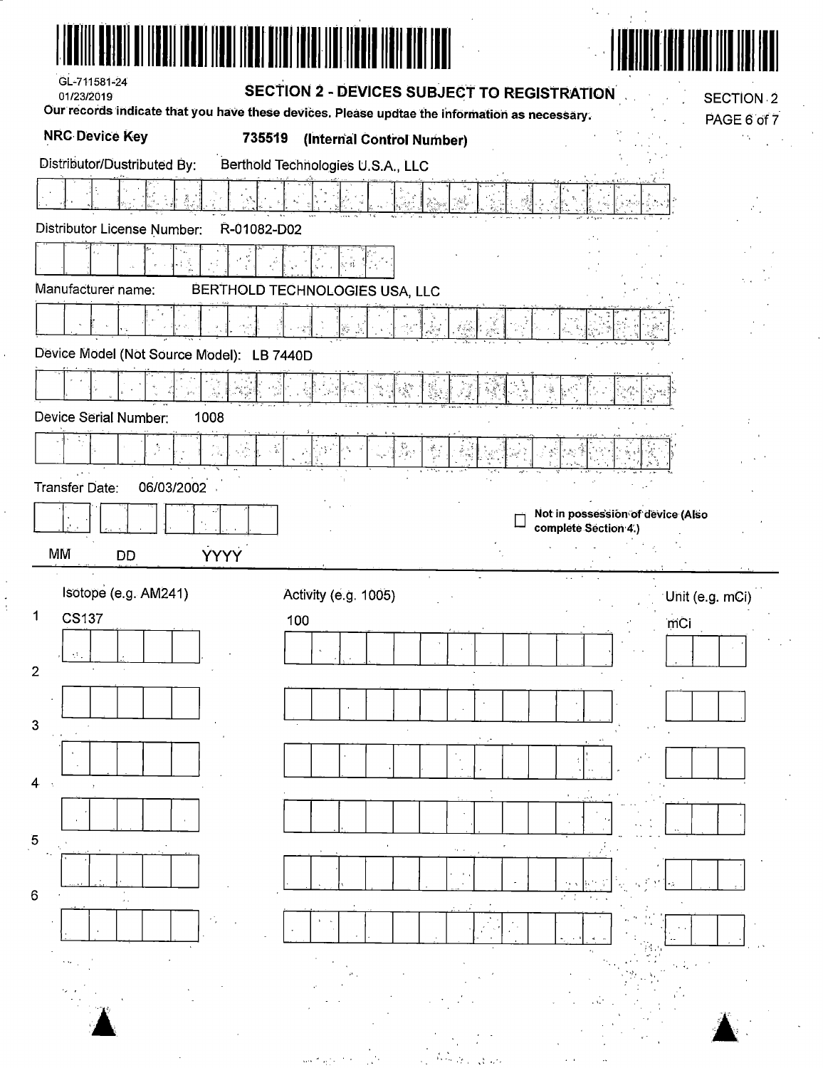GL-711581-24
01/23/2019

## SECTION 2 - DEVICES SUBJECT TO REGISTRATION

SECTION 2

Our records indicate that you have these devices. Please updtae the information as necessary.

**NRC Device Key** **735519 (Internal Control Number)**

Distributor/Dustributed By: Berthold Technologies U.S.A., LLC

Distributor License Number: R-01082-D02

Manufacturer name: BERTHOLD TECHNOLOGIES USA, LLC

Device Model (Not Source Model): LB 7440D

Device Serial Number: 1008

Transfer Date: 06/03/2002

MM DD YYYY

☐ **Not in possession of device (Also complete Section 4.)**

| | Isotope (e.g. AM241) | Activity (e.g. 1005) | Unit (e.g. mCi) |
|---|---|---|---|
| 1 | CS137 | 100 | mCi |
| 2 | | | |
| 3 | | | |
| 4 | | | |
| 5 | | | |
| 6 | | | |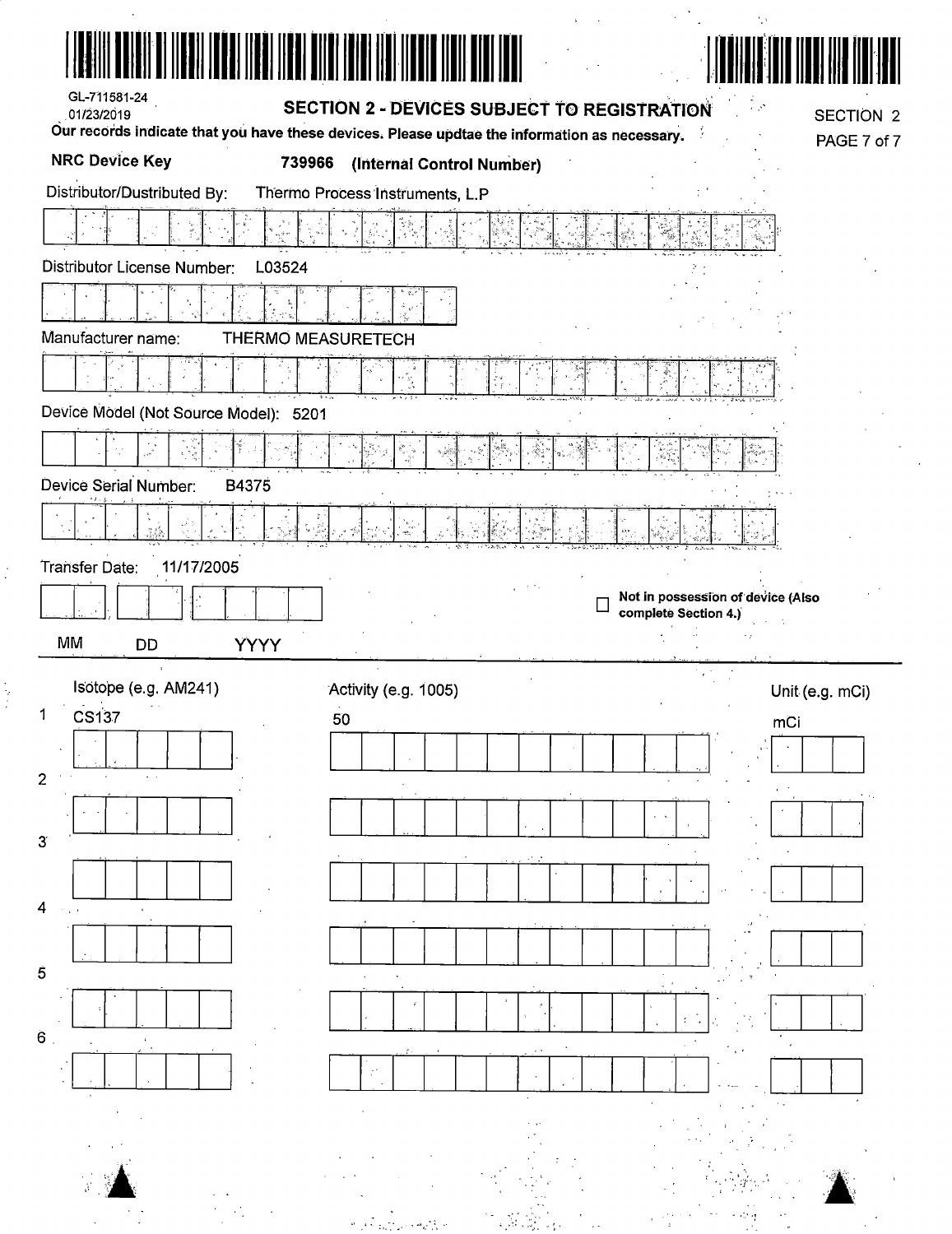GL-711581-24
01/23/2019

## SECTION 2 - DEVICES SUBJECT TO REGISTRATION

SECTION 2

**Our records indicate that you have these devices. Please updtae the information as necessary.**

**NRC Device Key** **739966 (Internal Control Number)**

Distributor/Dustributed By: Thermo Process Instruments, L.P

Distributor License Number: L03524

Manufacturer name: THERMO MEASURETECH

Device Model (Not Source Model): 5201

Device Serial Number: B4375

Transfer Date: 11/17/2005

MM DD YYYY

☐ **Not in possession of device (Also complete Section 4.)**

| | Isotope (e.g. AM241) | Activity (e.g. 1005) | Unit (e.g. mCi) |
|---|---|---|---|
| 1 | CS137 | 50 | mCi |
| 2 | | | |
| 3 | | | |
| 4 | | | |
| 5 | | | |
| 6 | | | |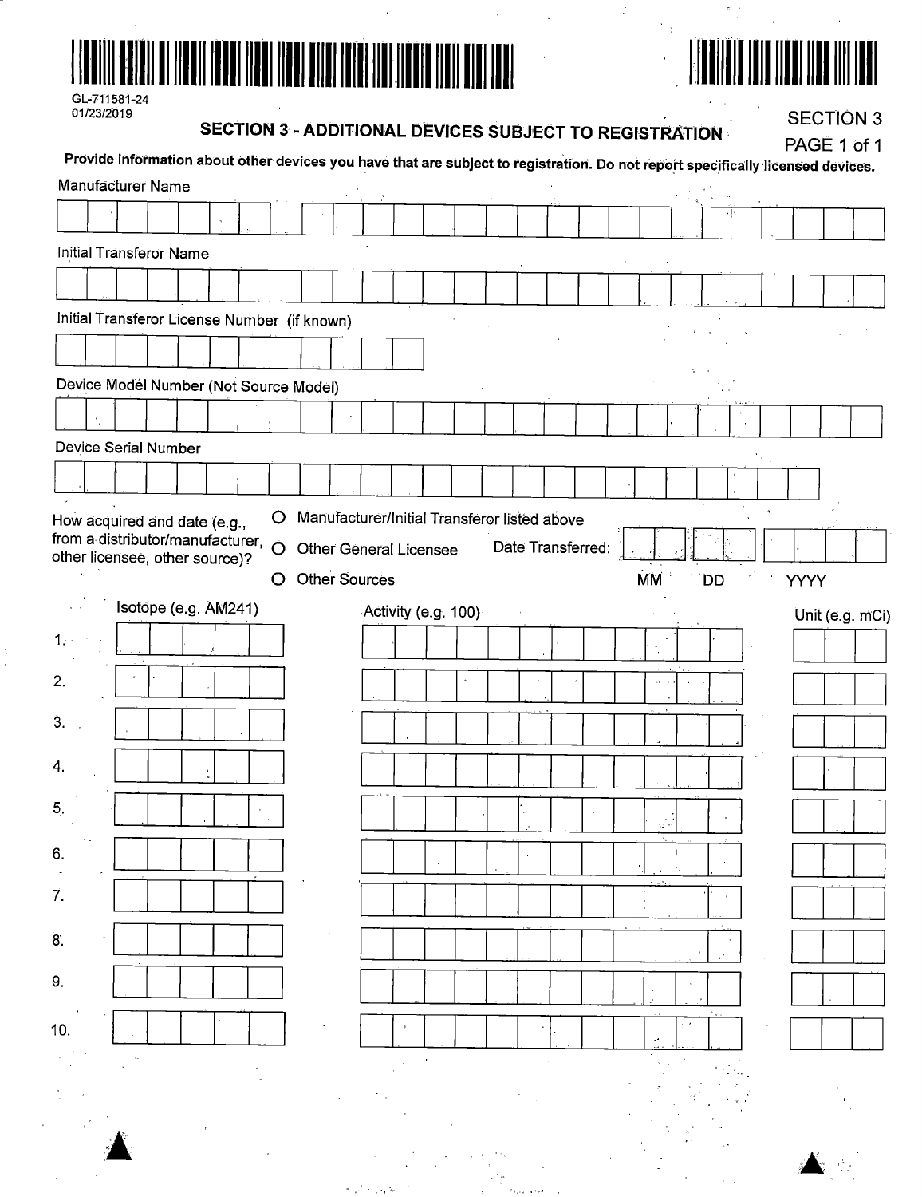GL-711581-24
01/23/2019

## SECTION 3 - ADDITIONAL DEVICES SUBJECT TO REGISTRATION

SECTION 3
PAGE 1 of 1

**Provide information about other devices you have that are subject to registration. Do not report specifically licensed devices.**

Manufacturer Name

Initial Transferor Name

Initial Transferor License Number (if known)

Device Model Number (Not Source Model)

Device Serial Number

How acquired and date (e.g., from a distributor/manufacturer, other licensee, other source)?

- O Manufacturer/Initial Transferor listed above
- O Other General Licensee
- O Other Sources

Date Transferred: MM DD YYYY

| | Isotope (e.g. AM241) | Activity (e.g. 100) | Unit (e.g. mCi) |
|---|---|---|---|
| 1. | | | |
| 2. | | | |
| 3. | | | |
| 4. | | | |
| 5. | | | |
| 6. | | | |
| 7. | | | |
| 8. | | | |
| 9. | | | |
| 10. | | | |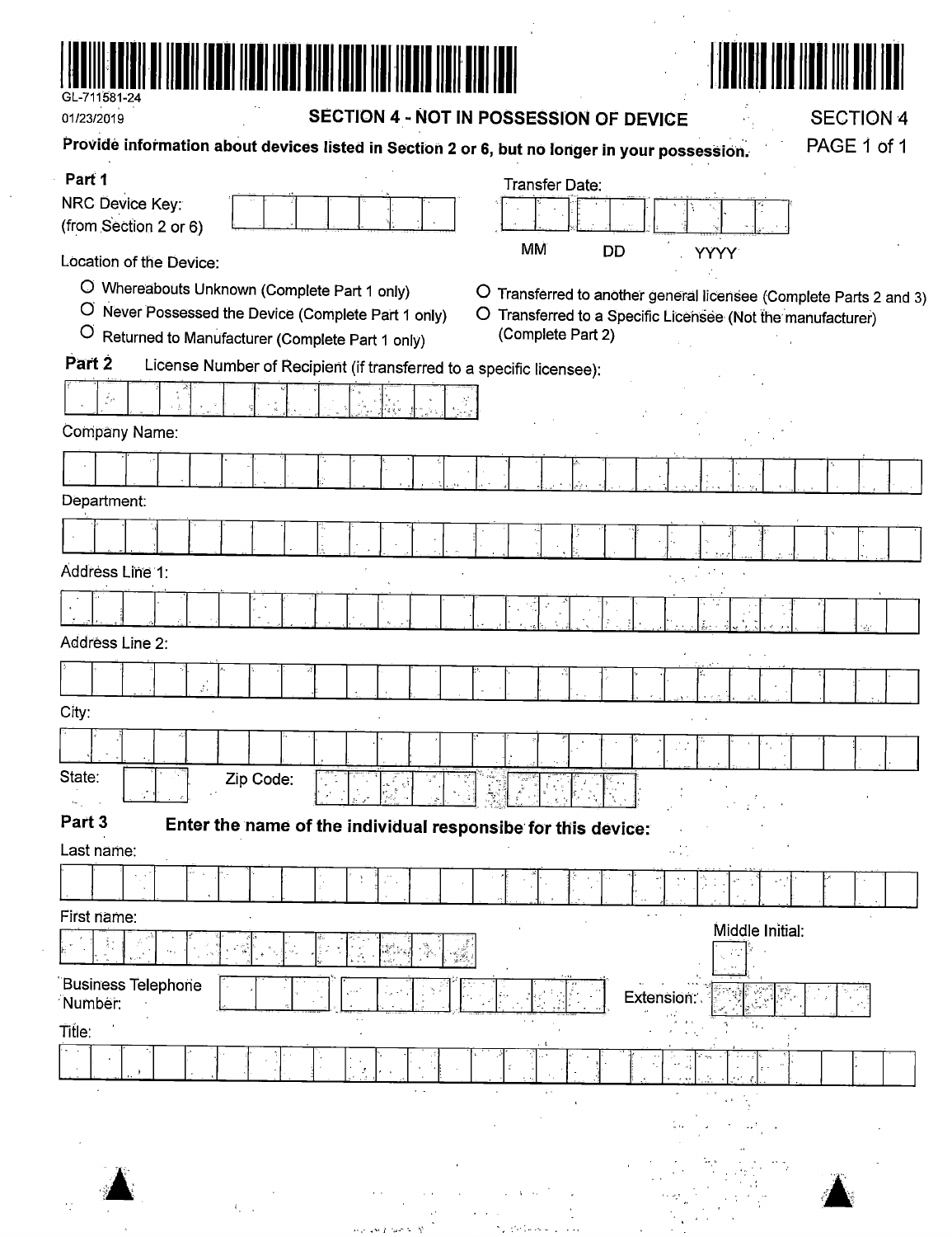GL-711581-24

01/23/2019

## SECTION 4 - NOT IN POSSESSION OF DEVICE

SECTION 4
PAGE 1 of 1

**Provide information about devices listed in Section 2 or 6, but no longer in your possession.**

### Part 1

NRC Device Key:
(from Section 2 or 6)

Transfer Date:
MM DD YYYY

Location of the Device:

- ○ Whereabouts Unknown (Complete Part 1 only)
- ○ Never Possessed the Device (Complete Part 1 only)
- ○ Returned to Manufacturer (Complete Part 1 only)
- ○ Transferred to another general licensee (Complete Parts 2 and 3)
- ○ Transferred to a Specific Licensee (Not the manufacturer) (Complete Part 2)

### Part 2

License Number of Recipient (if transferred to a specific licensee):

Company Name:

Department:

Address Line 1:

Address Line 2:

City:

State: Zip Code:

### Part 3

**Enter the name of the individual responsibe for this device:**

Last name:

First name:

Middle Initial:

Business Telephone Number:

Extension:

Title: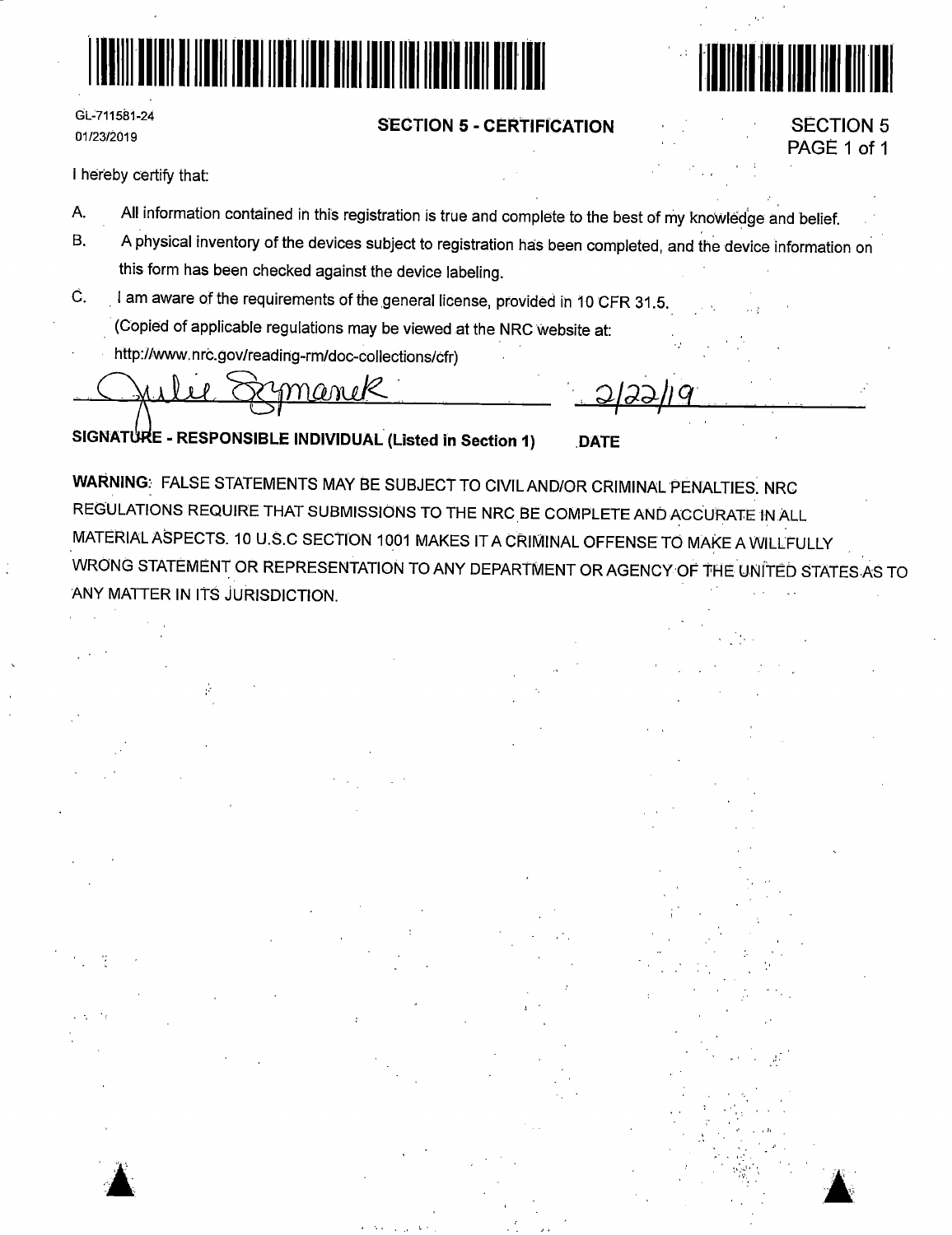GL-711581-24
01/23/2019

## SECTION 5 - CERTIFICATION

SECTION 5
PAGE 1 of 1

I hereby certify that:

A. All information contained in this registration is true and complete to the best of my knowledge and belief.

B. A physical inventory of the devices subject to registration has been completed, and the device information on this form has been checked against the device labeling.

C. I am aware of the requirements of the general license, provided in 10 CFR 31.5.
(Copied of applicable regulations may be viewed at the NRC website at:
http://www.nrc.gov/reading-rm/doc-collections/cfr)

Julie Szymanek &nbsp;&nbsp;&nbsp;&nbsp;&nbsp;&nbsp;&nbsp;&nbsp; 2/22/19

**SIGNATURE - RESPONSIBLE INDIVIDUAL (Listed in Section 1)** &nbsp;&nbsp;&nbsp;&nbsp; **DATE**

**WARNING:** FALSE STATEMENTS MAY BE SUBJECT TO CIVIL AND/OR CRIMINAL PENALTIES. NRC REGULATIONS REQUIRE THAT SUBMISSIONS TO THE NRC BE COMPLETE AND ACCURATE IN ALL MATERIAL ASPECTS. 10 U.S.C SECTION 1001 MAKES IT A CRIMINAL OFFENSE TO MAKE A WILLFULLY WRONG STATEMENT OR REPRESENTATION TO ANY DEPARTMENT OR AGENCY OF THE UNITED STATES AS TO ANY MATTER IN ITS JURISDICTION.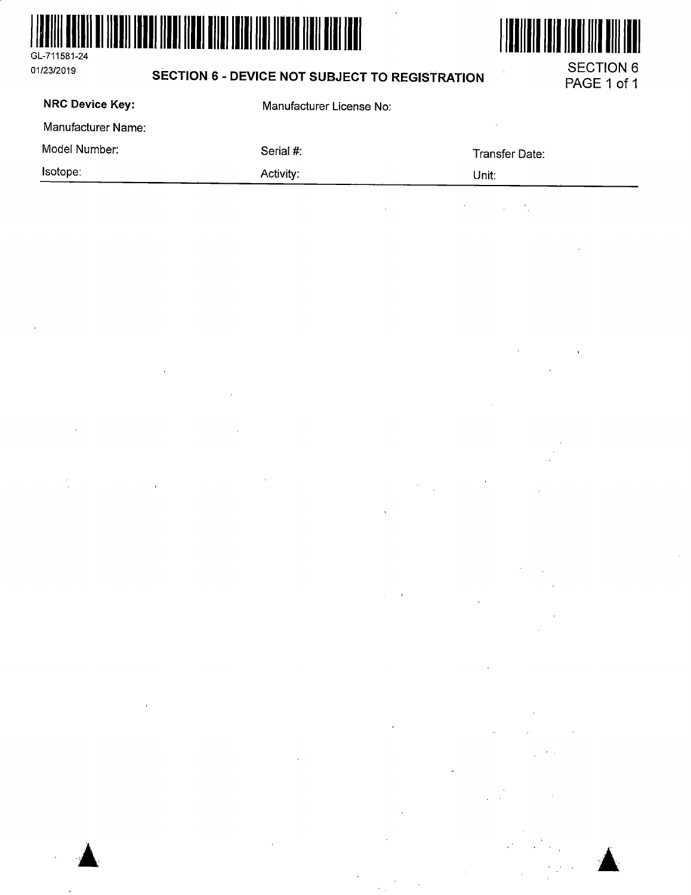GL-711581-24

01/23/2019

## SECTION 6 - DEVICE NOT SUBJECT TO REGISTRATION

SECTION 6

| | | |
|---|---|---|
| **NRC Device Key:** | Manufacturer License No: | |
| Manufacturer Name: | | |
| Model Number: | Serial #: | Transfer Date: |
| Isotope: | Activity: | Unit: |